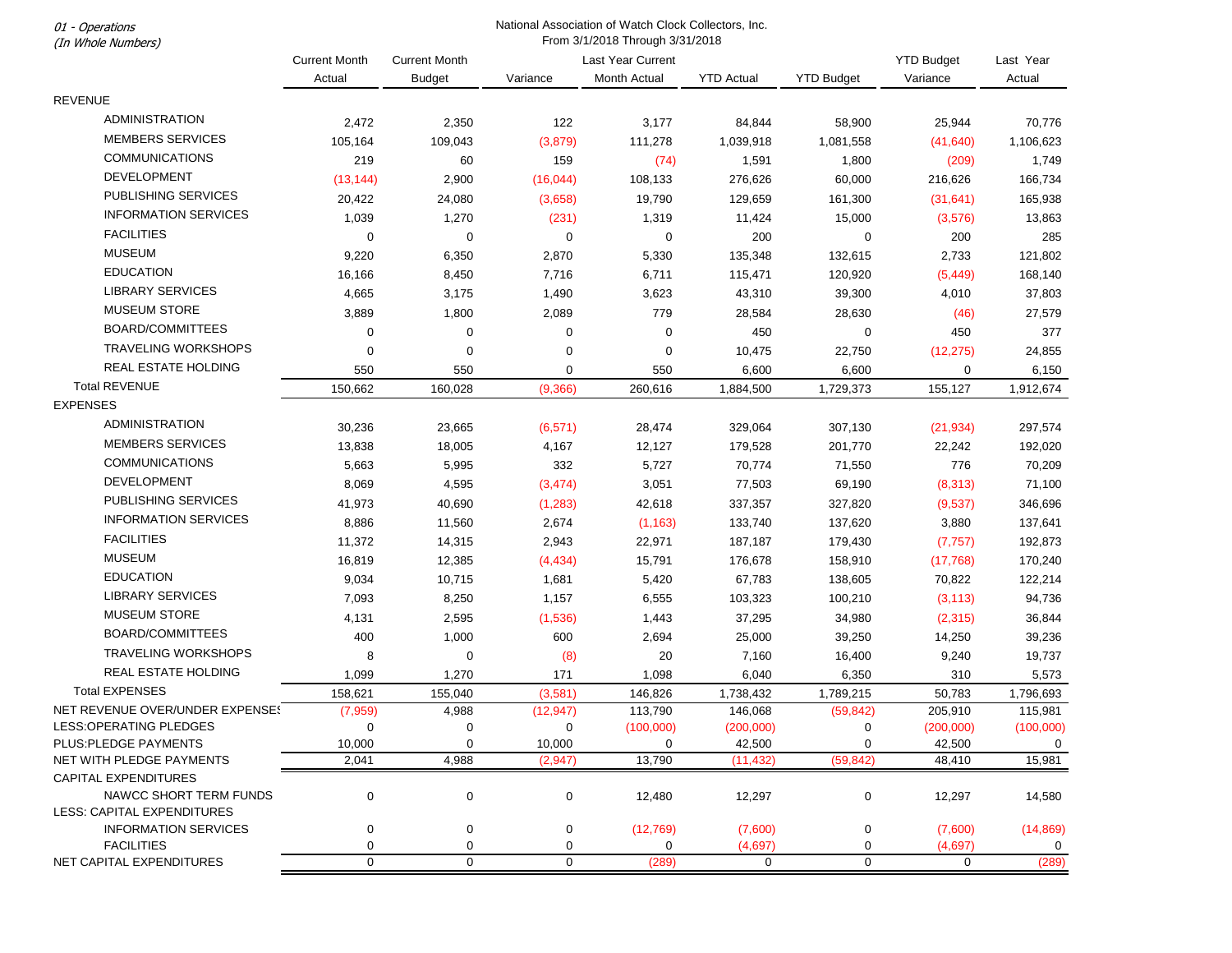01 - Operations
(In Whole Numbers)

National Association of Watch Clock Collectors, Inc.
From 3/1/2018 Through 3/31/2018

| | Current Month Actual | Current Month Budget | Variance | Last Year Current Month Actual | YTD Actual | YTD Budget | YTD Budget Variance | Last Year Actual |
|---|---|---|---|---|---|---|---|---|
| REVENUE | | | | | | | | |
| ADMINISTRATION | 2,472 | 2,350 | 122 | 3,177 | 84,844 | 58,900 | 25,944 | 70,776 |
| MEMBERS SERVICES | 105,164 | 109,043 | (3,879) | 111,278 | 1,039,918 | 1,081,558 | (41,640) | 1,106,623 |
| COMMUNICATIONS | 219 | 60 | 159 | (74) | 1,591 | 1,800 | (209) | 1,749 |
| DEVELOPMENT | (13,144) | 2,900 | (16,044) | 108,133 | 276,626 | 60,000 | 216,626 | 166,734 |
| PUBLISHING SERVICES | 20,422 | 24,080 | (3,658) | 19,790 | 129,659 | 161,300 | (31,641) | 165,938 |
| INFORMATION SERVICES | 1,039 | 1,270 | (231) | 1,319 | 11,424 | 15,000 | (3,576) | 13,863 |
| FACILITIES | 0 | 0 | 0 | 0 | 200 | 0 | 200 | 285 |
| MUSEUM | 9,220 | 6,350 | 2,870 | 5,330 | 135,348 | 132,615 | 2,733 | 121,802 |
| EDUCATION | 16,166 | 8,450 | 7,716 | 6,711 | 115,471 | 120,920 | (5,449) | 168,140 |
| LIBRARY SERVICES | 4,665 | 3,175 | 1,490 | 3,623 | 43,310 | 39,300 | 4,010 | 37,803 |
| MUSEUM STORE | 3,889 | 1,800 | 2,089 | 779 | 28,584 | 28,630 | (46) | 27,579 |
| BOARD/COMMITTEES | 0 | 0 | 0 | 0 | 450 | 0 | 450 | 377 |
| TRAVELING WORKSHOPS | 0 | 0 | 0 | 0 | 10,475 | 22,750 | (12,275) | 24,855 |
| REAL ESTATE HOLDING | 550 | 550 | 0 | 550 | 6,600 | 6,600 | 0 | 6,150 |
| Total REVENUE | 150,662 | 160,028 | (9,366) | 260,616 | 1,884,500 | 1,729,373 | 155,127 | 1,912,674 |
| EXPENSES | | | | | | | | |
| ADMINISTRATION | 30,236 | 23,665 | (6,571) | 28,474 | 329,064 | 307,130 | (21,934) | 297,574 |
| MEMBERS SERVICES | 13,838 | 18,005 | 4,167 | 12,127 | 179,528 | 201,770 | 22,242 | 192,020 |
| COMMUNICATIONS | 5,663 | 5,995 | 332 | 5,727 | 70,774 | 71,550 | 776 | 70,209 |
| DEVELOPMENT | 8,069 | 4,595 | (3,474) | 3,051 | 77,503 | 69,190 | (8,313) | 71,100 |
| PUBLISHING SERVICES | 41,973 | 40,690 | (1,283) | 42,618 | 337,357 | 327,820 | (9,537) | 346,696 |
| INFORMATION SERVICES | 8,886 | 11,560 | 2,674 | (1,163) | 133,740 | 137,620 | 3,880 | 137,641 |
| FACILITIES | 11,372 | 14,315 | 2,943 | 22,971 | 187,187 | 179,430 | (7,757) | 192,873 |
| MUSEUM | 16,819 | 12,385 | (4,434) | 15,791 | 176,678 | 158,910 | (17,768) | 170,240 |
| EDUCATION | 9,034 | 10,715 | 1,681 | 5,420 | 67,783 | 138,605 | 70,822 | 122,214 |
| LIBRARY SERVICES | 7,093 | 8,250 | 1,157 | 6,555 | 103,323 | 100,210 | (3,113) | 94,736 |
| MUSEUM STORE | 4,131 | 2,595 | (1,536) | 1,443 | 37,295 | 34,980 | (2,315) | 36,844 |
| BOARD/COMMITTEES | 400 | 1,000 | 600 | 2,694 | 25,000 | 39,250 | 14,250 | 39,236 |
| TRAVELING WORKSHOPS | 8 | 0 | (8) | 20 | 7,160 | 16,400 | 9,240 | 19,737 |
| REAL ESTATE HOLDING | 1,099 | 1,270 | 171 | 1,098 | 6,040 | 6,350 | 310 | 5,573 |
| Total EXPENSES | 158,621 | 155,040 | (3,581) | 146,826 | 1,738,432 | 1,789,215 | 50,783 | 1,796,693 |
| NET REVENUE OVER/UNDER EXPENSES | (7,959) | 4,988 | (12,947) | 113,790 | 146,068 | (59,842) | 205,910 | 115,981 |
| LESS:OPERATING PLEDGES | 0 | 0 | 0 | (100,000) | (200,000) | 0 | (200,000) | (100,000) |
| PLUS:PLEDGE PAYMENTS | 10,000 | 0 | 10,000 | 0 | 42,500 | 0 | 42,500 | 0 |
| NET WITH PLEDGE PAYMENTS | 2,041 | 4,988 | (2,947) | 13,790 | (11,432) | (59,842) | 48,410 | 15,981 |
| CAPITAL EXPENDITURES | | | | | | | | |
| NAWCC SHORT TERM FUNDS | 0 | 0 | 0 | 12,480 | 12,297 | 0 | 12,297 | 14,580 |
| LESS: CAPITAL EXPENDITURES | | | | | | | | |
| INFORMATION SERVICES | 0 | 0 | 0 | (12,769) | (7,600) | 0 | (7,600) | (14,869) |
| FACILITIES | 0 | 0 | 0 | 0 | (4,697) | 0 | (4,697) | 0 |
| NET CAPITAL EXPENDITURES | 0 | 0 | 0 | (289) | 0 | 0 | 0 | (289) |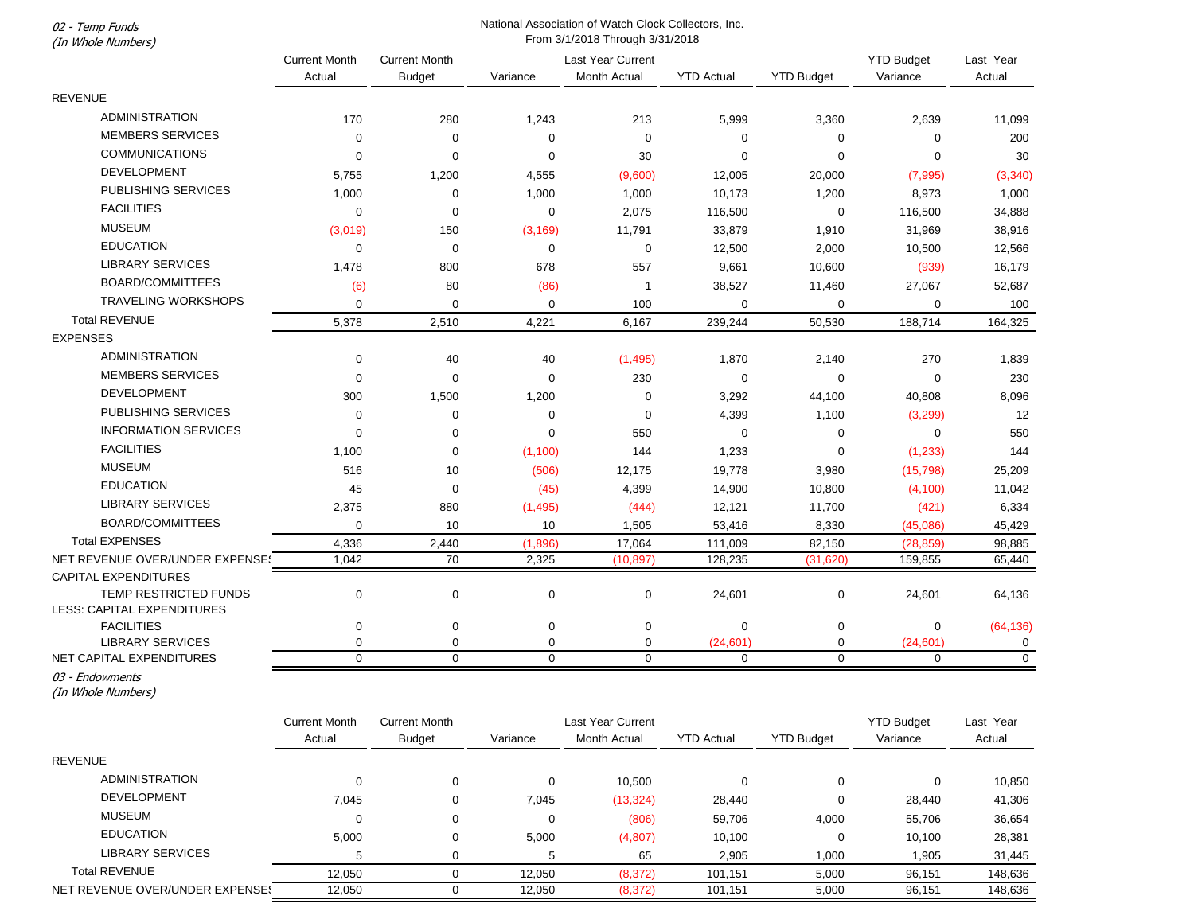*02 - Temp Funds*
*(In Whole Numbers)*

National Association of Watch Clock Collectors, Inc.
From 3/1/2018 Through 3/31/2018

| | Current Month Actual | Current Month Budget | Variance | Last Year Current Month Actual | YTD Actual | YTD Budget | YTD Budget Variance | Last Year Actual |
|---|---|---|---|---|---|---|---|---|
| REVENUE | | | | | | | | |
| ADMINISTRATION | 170 | 280 | 1,243 | 213 | 5,999 | 3,360 | 2,639 | 11,099 |
| MEMBERS SERVICES | 0 | 0 | 0 | 0 | 0 | 0 | 0 | 200 |
| COMMUNICATIONS | 0 | 0 | 0 | 30 | 0 | 0 | 0 | 30 |
| DEVELOPMENT | 5,755 | 1,200 | 4,555 | (9,600) | 12,005 | 20,000 | (7,995) | (3,340) |
| PUBLISHING SERVICES | 1,000 | 0 | 1,000 | 1,000 | 10,173 | 1,200 | 8,973 | 1,000 |
| FACILITIES | 0 | 0 | 0 | 2,075 | 116,500 | 0 | 116,500 | 34,888 |
| MUSEUM | (3,019) | 150 | (3,169) | 11,791 | 33,879 | 1,910 | 31,969 | 38,916 |
| EDUCATION | 0 | 0 | 0 | 0 | 12,500 | 2,000 | 10,500 | 12,566 |
| LIBRARY SERVICES | 1,478 | 800 | 678 | 557 | 9,661 | 10,600 | (939) | 16,179 |
| BOARD/COMMITTEES | (6) | 80 | (86) | 1 | 38,527 | 11,460 | 27,067 | 52,687 |
| TRAVELING WORKSHOPS | 0 | 0 | 0 | 100 | 0 | 0 | 0 | 100 |
| Total REVENUE | 5,378 | 2,510 | 4,221 | 6,167 | 239,244 | 50,530 | 188,714 | 164,325 |
| EXPENSES | | | | | | | | |
| ADMINISTRATION | 0 | 40 | 40 | (1,495) | 1,870 | 2,140 | 270 | 1,839 |
| MEMBERS SERVICES | 0 | 0 | 0 | 230 | 0 | 0 | 0 | 230 |
| DEVELOPMENT | 300 | 1,500 | 1,200 | 0 | 3,292 | 44,100 | 40,808 | 8,096 |
| PUBLISHING SERVICES | 0 | 0 | 0 | 0 | 4,399 | 1,100 | (3,299) | 12 |
| INFORMATION SERVICES | 0 | 0 | 0 | 550 | 0 | 0 | 0 | 550 |
| FACILITIES | 1,100 | 0 | (1,100) | 144 | 1,233 | 0 | (1,233) | 144 |
| MUSEUM | 516 | 10 | (506) | 12,175 | 19,778 | 3,980 | (15,798) | 25,209 |
| EDUCATION | 45 | 0 | (45) | 4,399 | 14,900 | 10,800 | (4,100) | 11,042 |
| LIBRARY SERVICES | 2,375 | 880 | (1,495) | (444) | 12,121 | 11,700 | (421) | 6,334 |
| BOARD/COMMITTEES | 0 | 10 | 10 | 1,505 | 53,416 | 8,330 | (45,086) | 45,429 |
| Total EXPENSES | 4,336 | 2,440 | (1,896) | 17,064 | 111,009 | 82,150 | (28,859) | 98,885 |
| NET REVENUE OVER/UNDER EXPENSES | 1,042 | 70 | 2,325 | (10,897) | 128,235 | (31,620) | 159,855 | 65,440 |
| CAPITAL EXPENDITURES | | | | | | | | |
| TEMP RESTRICTED FUNDS | 0 | 0 | 0 | 0 | 24,601 | 0 | 24,601 | 64,136 |
| LESS: CAPITAL EXPENDITURES | | | | | | | | |
| FACILITIES | 0 | 0 | 0 | 0 | 0 | 0 | 0 | (64,136) |
| LIBRARY SERVICES | 0 | 0 | 0 | 0 | (24,601) | 0 | (24,601) | 0 |
| NET CAPITAL EXPENDITURES | 0 | 0 | 0 | 0 | 0 | 0 | 0 | 0 |

*03 - Endowments*
*(In Whole Numbers)*

| | Current Month Actual | Current Month Budget | Variance | Last Year Current Month Actual | YTD Actual | YTD Budget | YTD Budget Variance | Last Year Actual |
|---|---|---|---|---|---|---|---|---|
| REVENUE | | | | | | | | |
| ADMINISTRATION | 0 | 0 | 0 | 10,500 | 0 | 0 | 0 | 10,850 |
| DEVELOPMENT | 7,045 | 0 | 7,045 | (13,324) | 28,440 | 0 | 28,440 | 41,306 |
| MUSEUM | 0 | 0 | 0 | (806) | 59,706 | 4,000 | 55,706 | 36,654 |
| EDUCATION | 5,000 | 0 | 5,000 | (4,807) | 10,100 | 0 | 10,100 | 28,381 |
| LIBRARY SERVICES | 5 | 0 | 5 | 65 | 2,905 | 1,000 | 1,905 | 31,445 |
| Total REVENUE | 12,050 | 0 | 12,050 | (8,372) | 101,151 | 5,000 | 96,151 | 148,636 |
| NET REVENUE OVER/UNDER EXPENSES | 12,050 | 0 | 12,050 | (8,372) | 101,151 | 5,000 | 96,151 | 148,636 |